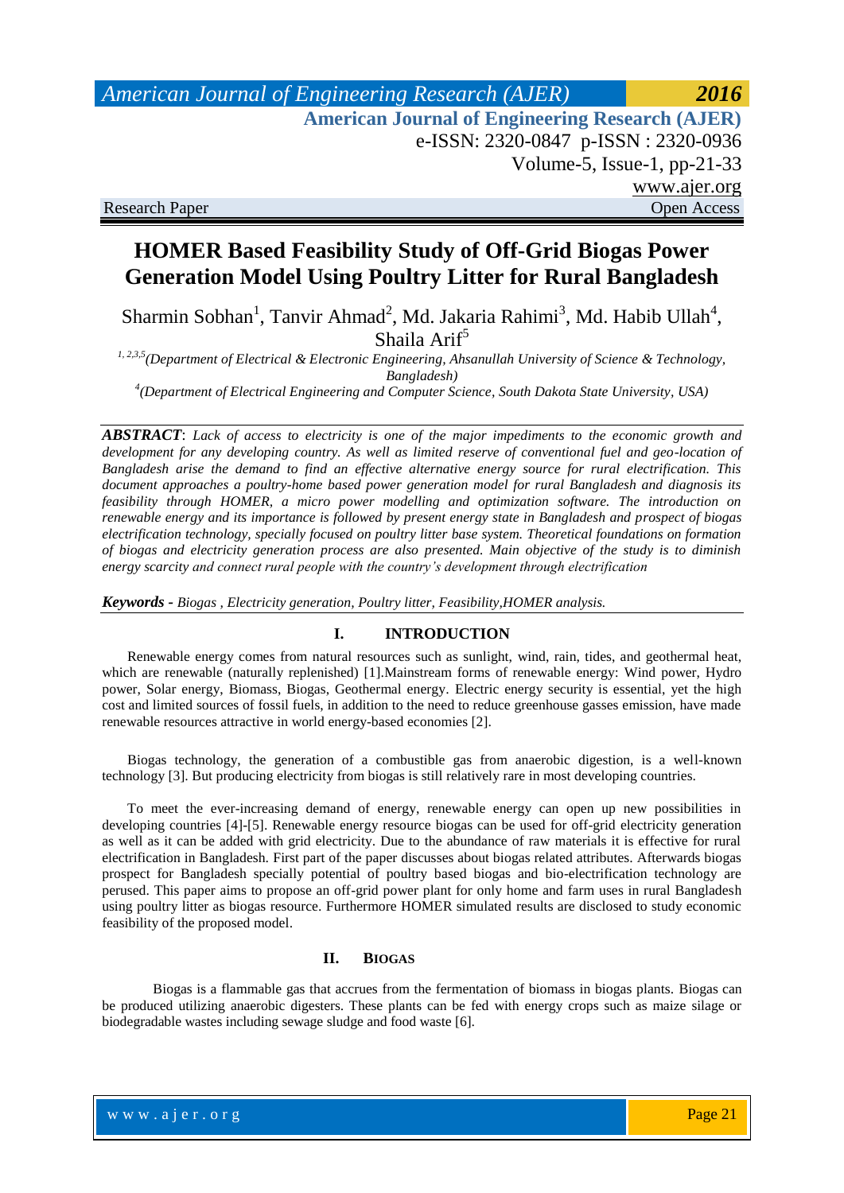Research Paper Open Access

# HOMER Based Feasibility Study of Off-Grid Biogas Power Generation Model Using Poultry Litter for Rural Bangladesh

Sharmin Sobhan[1], Tanvir Ahmad[2], Md. Jakaria Rahimi[3], Md. Habib Ullah[4], Shaila Arif[5]

[1, 2,3,5] *(Department of Electrical & Electronic Engineering, Ahsanullah University of Science & Technology, Bangladesh)*

[4] *(Department of Electrical Engineering and Computer Science, South Dakota State University, USA)*

***ABSTRACT***: *Lack of access to electricity is one of the major impediments to the economic growth and development for any developing country. As well as limited reserve of conventional fuel and geo-location of Bangladesh arise the demand to find an effective alternative energy source for rural electrification. This document approaches a poultry-home based power generation model for rural Bangladesh and diagnosis its feasibility through HOMER, a micro power modelling and optimization software. The introduction on renewable energy and its importance is followed by present energy state in Bangladesh and prospect of biogas electrification technology, specially focused on poultry litter base system. Theoretical foundations on formation of biogas and electricity generation process are also presented. Main objective of the study is to diminish energy scarcity and connect rural people with the country's development through electrification*

***Keywords -*** *Biogas , Electricity generation, Poultry litter, Feasibility,HOMER analysis.*

## I. INTRODUCTION

Renewable energy comes from natural resources such as sunlight, wind, rain, tides, and geothermal heat, which are renewable (naturally replenished) [1].Mainstream forms of renewable energy: Wind power, Hydro power, Solar energy, Biomass, Biogas, Geothermal energy. Electric energy security is essential, yet the high cost and limited sources of fossil fuels, in addition to the need to reduce greenhouse gasses emission, have made renewable resources attractive in world energy-based economies [2].

Biogas technology, the generation of a combustible gas from anaerobic digestion, is a well-known technology [3]. But producing electricity from biogas is still relatively rare in most developing countries.

To meet the ever-increasing demand of energy, renewable energy can open up new possibilities in developing countries [4]-[5]. Renewable energy resource biogas can be used for off-grid electricity generation as well as it can be added with grid electricity. Due to the abundance of raw materials it is effective for rural electrification in Bangladesh. First part of the paper discusses about biogas related attributes. Afterwards biogas prospect for Bangladesh specially potential of poultry based biogas and bio-electrification technology are perused. This paper aims to propose an off-grid power plant for only home and farm uses in rural Bangladesh using poultry litter as biogas resource. Furthermore HOMER simulated results are disclosed to study economic feasibility of the proposed model.

## II. BIOGAS

Biogas is a flammable gas that accrues from the fermentation of biomass in biogas plants. Biogas can be produced utilizing anaerobic digesters. These plants can be fed with energy crops such as maize silage or biodegradable wastes including sewage sludge and food waste [6].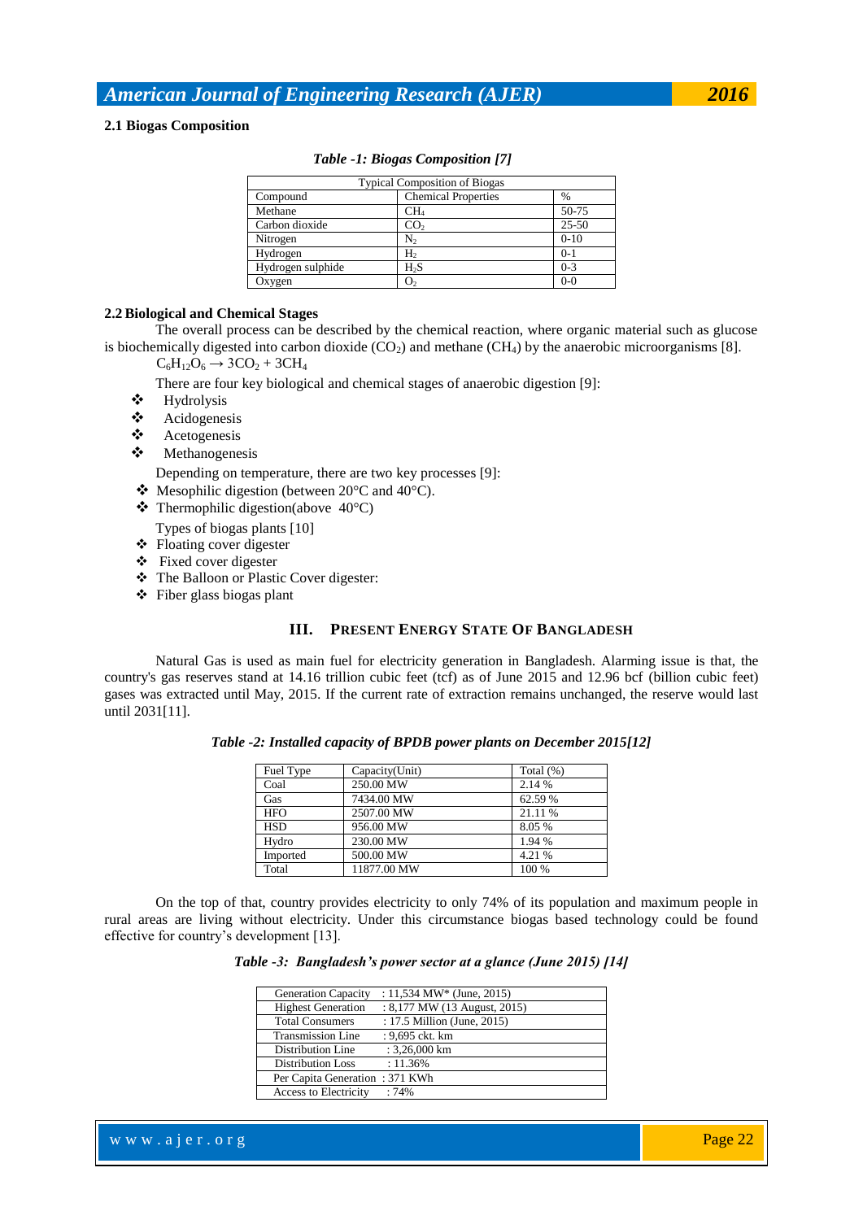### 2.1 Biogas Composition

*Table -1: Biogas Composition [7]*

| Typical Composition of Biogas | | |
|---|---|---|
| Compound | Chemical Properties | % |
| Methane | $CH_4$ | 50-75 |
| Carbon dioxide | $CO_2$ | 25-50 |
| Nitrogen | $N_2$ | 0-10 |
| Hydrogen | $H_2$ | 0-1 |
| Hydrogen sulphide | $H_2S$ | 0-3 |
| Oxygen | $O_2$ | 0-0 |

### 2.2 Biological and Chemical Stages

The overall process can be described by the chemical reaction, where organic material such as glucose is biochemically digested into carbon dioxide ($CO_2$) and methane ($CH_4$) by the anaerobic microorganisms [8].

$C_6H_{12}O_6 \rightarrow 3CO_2 + 3CH_4$

There are four key biological and chemical stages of anaerobic digestion [9]:

- Hydrolysis
- Acidogenesis
- Acetogenesis
- Methanogenesis

Depending on temperature, there are two key processes [9]:

- Mesophilic digestion (between 20°C and 40°C).
- Thermophilic digestion(above 40°C)

Types of biogas plants [10]

- Floating cover digester
- Fixed cover digester
- The Balloon or Plastic Cover digester:
- Fiber glass biogas plant

## III. PRESENT ENERGY STATE OF BANGLADESH

Natural Gas is used as main fuel for electricity generation in Bangladesh. Alarming issue is that, the country's gas reserves stand at 14.16 trillion cubic feet (tcf) as of June 2015 and 12.96 bcf (billion cubic feet) gases was extracted until May, 2015. If the current rate of extraction remains unchanged, the reserve would last until 2031[11].

*Table -2: Installed capacity of BPDB power plants on December 2015[12]*

| Fuel Type | Capacity(Unit) | Total (%) |
|---|---|---|
| Coal | 250.00 MW | 2.14 % |
| Gas | 7434.00 MW | 62.59 % |
| HFO | 2507.00 MW | 21.11 % |
| HSD | 956.00 MW | 8.05 % |
| Hydro | 230.00 MW | 1.94 % |
| Imported | 500.00 MW | 4.21 % |
| Total | 11877.00 MW | 100 % |

On the top of that, country provides electricity to only 74% of its population and maximum people in rural areas are living without electricity. Under this circumstance biogas based technology could be found effective for country's development [13].

*Table -3: Bangladesh's power sector at a glance (June 2015) [14]*

| | |
|---|---|
| Generation Capacity | : 11,534 MW* (June, 2015) |
| Highest Generation | : 8,177 MW (13 August, 2015) |
| Total Consumers | : 17.5 Million (June, 2015) |
| Transmission Line | : 9,695 ckt. km |
| Distribution Line | : 3,26,000 km |
| Distribution Loss | : 11.36% |
| Per Capita Generation | : 371 KWh |
| Access to Electricity | : 74% |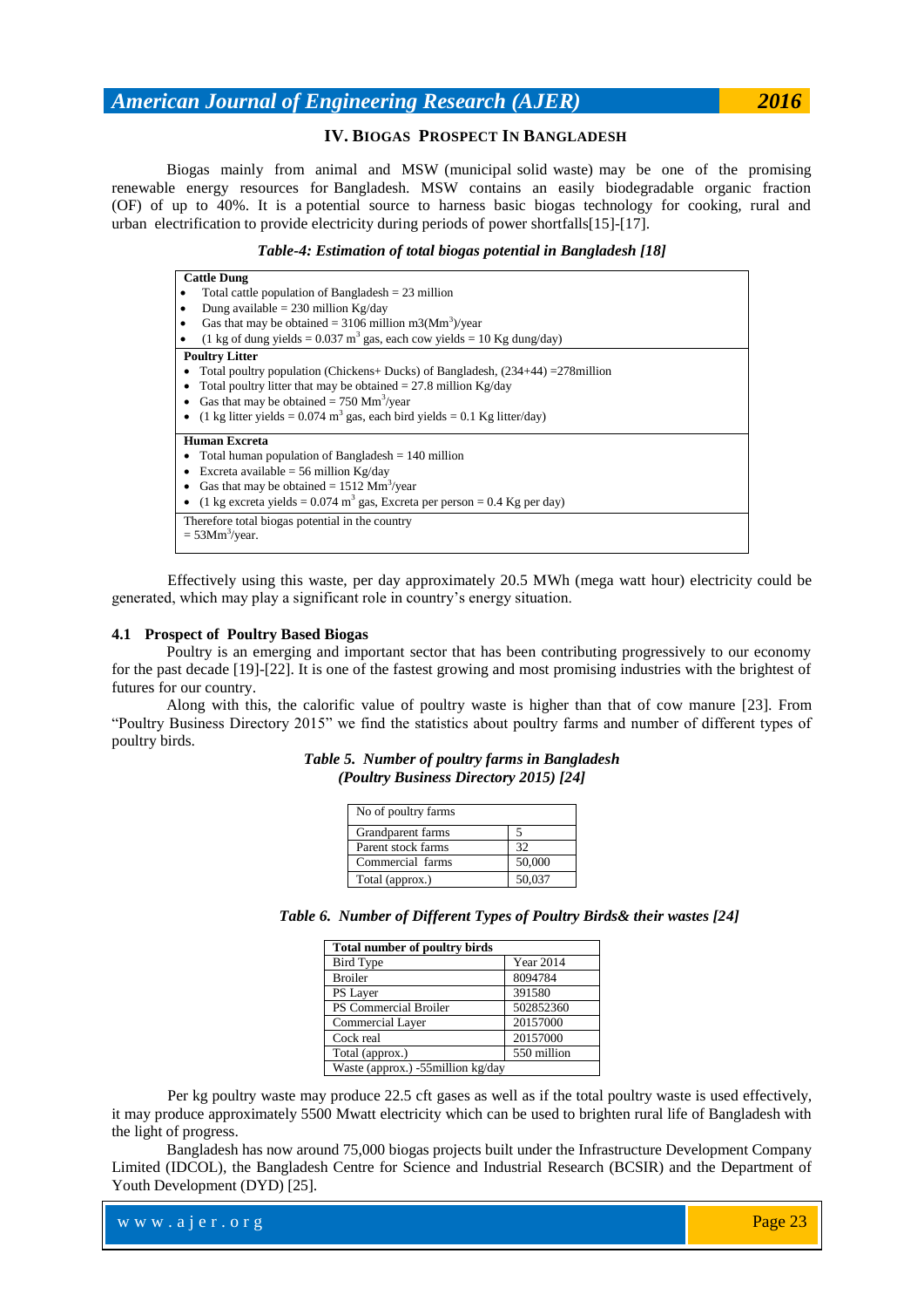## IV. Biogas Prospect In Bangladesh

Biogas mainly from animal and MSW (municipal solid waste) may be one of the promising renewable energy resources for Bangladesh. MSW contains an easily biodegradable organic fraction (OF) of up to 40%. It is a potential source to harness basic biogas technology for cooking, rural and urban electrification to provide electricity during periods of power shortfalls[15]-[17].

***Table-4: Estimation of total biogas potential in Bangladesh [18]***

**Cattle Dung**

- Total cattle population of Bangladesh = 23 million
- Dung available = 230 million Kg/day
- Gas that may be obtained = 3106 million m3($Mm^3$)/year
- (1 kg of dung yields = 0.037 $m^3$ gas, each cow yields = 10 Kg dung/day)

**Poultry Litter**

- Total poultry population (Chickens+ Ducks) of Bangladesh, (234+44) =278million
- Total poultry litter that may be obtained = 27.8 million Kg/day
- Gas that may be obtained = 750 $Mm^3$/year
- (1 kg litter yields = 0.074 $m^3$ gas, each bird yields = 0.1 Kg litter/day)

**Human Excreta**

- Total human population of Bangladesh = 140 million
- Excreta available = 56 million Kg/day
- Gas that may be obtained = 1512 $Mm^3$/year
- (1 kg excreta yields = 0.074 $m^3$ gas, Excreta per person = 0.4 Kg per day)

Therefore total biogas potential in the country
= 53$Mm^3$/year.

Effectively using this waste, per day approximately 20.5 MWh (mega watt hour) electricity could be generated, which may play a significant role in country's energy situation.

### 4.1 Prospect of Poultry Based Biogas

Poultry is an emerging and important sector that has been contributing progressively to our economy for the past decade [19]-[22]. It is one of the fastest growing and most promising industries with the brightest of futures for our country.

Along with this, the calorific value of poultry waste is higher than that of cow manure [23]. From "Poultry Business Directory 2015" we find the statistics about poultry farms and number of different types of poultry birds.

***Table 5. Number of poultry farms in Bangladesh (Poultry Business Directory 2015) [24]***

| No of poultry farms | |
|---|---|
| Grandparent farms | 5 |
| Parent stock farms | 32 |
| Commercial farms | 50,000 |
| Total (approx.) | 50,037 |

***Table 6. Number of Different Types of Poultry Birds& their wastes [24]***

| **Total number of poultry birds** | |
|---|---|
| Bird Type | Year 2014 |
| Broiler | 8094784 |
| PS Layer | 391580 |
| PS Commercial Broiler | 502852360 |
| Commercial Layer | 20157000 |
| Cock real | 20157000 |
| Total (approx.) | 550 million |
| Waste (approx.) -55million kg/day | |

Per kg poultry waste may produce 22.5 cft gases as well as if the total poultry waste is used effectively, it may produce approximately 5500 Mwatt electricity which can be used to brighten rural life of Bangladesh with the light of progress.

Bangladesh has now around 75,000 biogas projects built under the Infrastructure Development Company Limited (IDCOL), the Bangladesh Centre for Science and Industrial Research (BCSIR) and the Department of Youth Development (DYD) [25].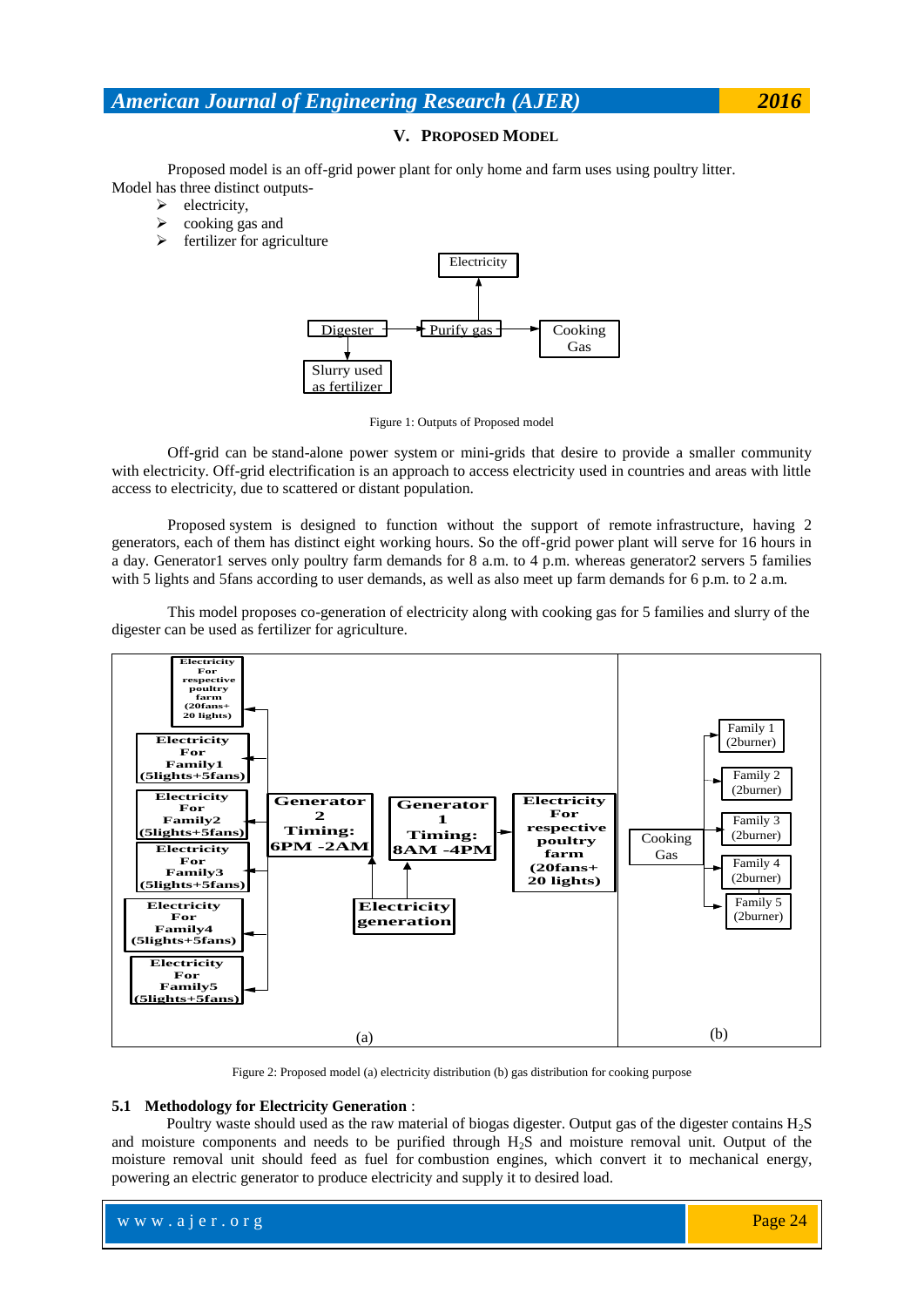## V. PROPOSED MODEL

Proposed model is an off-grid power plant for only home and farm uses using poultry litter. Model has three distinct outputs-

- electricity,
- cooking gas and
- fertilizer for agriculture

Figure 1: Outputs of Proposed model

Off-grid can be stand-alone power system or mini-grids that desire to provide a smaller community with electricity. Off-grid electrification is an approach to access electricity used in countries and areas with little access to electricity, due to scattered or distant population.

Proposed system is designed to function without the support of remote infrastructure, having 2 generators, each of them has distinct eight working hours. So the off-grid power plant will serve for 16 hours in a day. Generator1 serves only poultry farm demands for 8 a.m. to 4 p.m. whereas generator2 servers 5 families with 5 lights and 5fans according to user demands, as well as also meet up farm demands for 6 p.m. to 2 a.m.

This model proposes co-generation of electricity along with cooking gas for 5 families and slurry of the digester can be used as fertilizer for agriculture.

Figure 2: Proposed model (a) electricity distribution (b) gas distribution for cooking purpose

### 5.1 Methodology for Electricity Generation :

Poultry waste should used as the raw material of biogas digester. Output gas of the digester contains $H_2S$ and moisture components and needs to be purified through $H_2S$ and moisture removal unit. Output of the moisture removal unit should feed as fuel for combustion engines, which convert it to mechanical energy, powering an electric generator to produce electricity and supply it to desired load.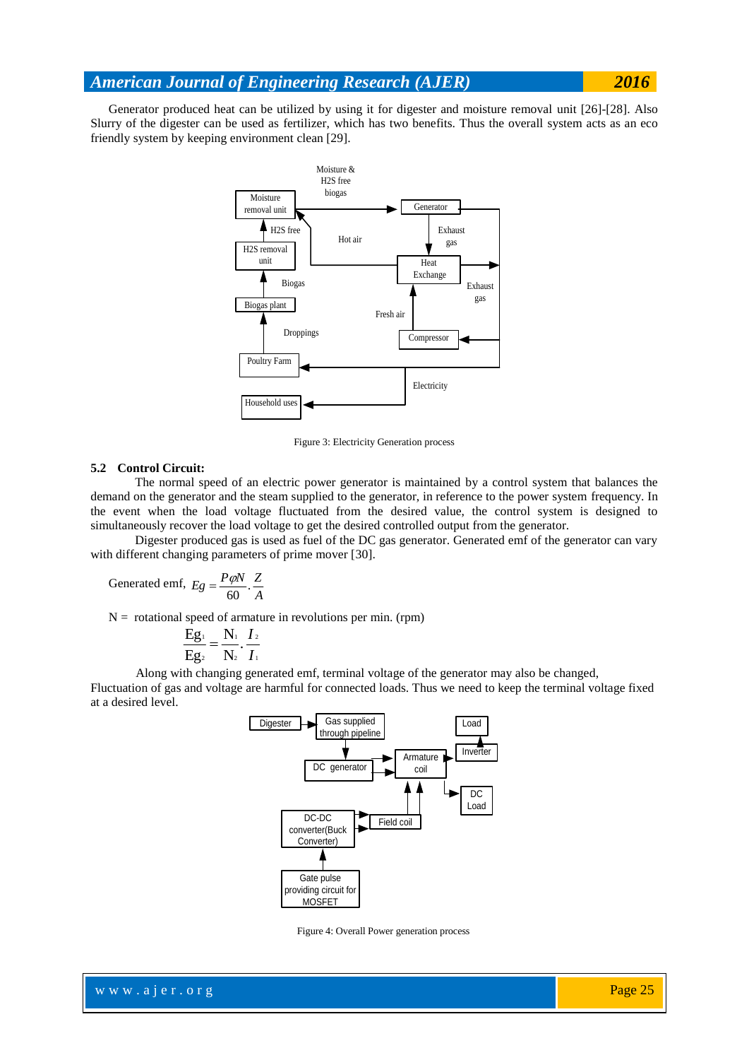Generator produced heat can be utilized by using it for digester and moisture removal unit [26]-[28]. Also Slurry of the digester can be used as fertilizer, which has two benefits. Thus the overall system acts as an eco friendly system by keeping environment clean [29].

Figure 3: Electricity Generation process

### 5.2 Control Circuit:

The normal speed of an electric power generator is maintained by a control system that balances the demand on the generator and the steam supplied to the generator, in reference to the power system frequency. In the event when the load voltage fluctuated from the desired value, the control system is designed to simultaneously recover the load voltage to get the desired controlled output from the generator.

Digester produced gas is used as fuel of the DC gas generator. Generated emf of the generator can vary with different changing parameters of prime mover [30].

Generated emf, $Eg = \frac{P\varphi N}{60} \cdot \frac{Z}{A}$

N = rotational speed of armature in revolutions per min. (rpm)

$$\frac{Eg_1}{Eg_2} = \frac{N_1}{N_2} \cdot \frac{I_2}{I_1}$$

Along with changing generated emf, terminal voltage of the generator may also be changed,
Fluctuation of gas and voltage are harmful for connected loads. Thus we need to keep the terminal voltage fixed at a desired level.

Figure 4: Overall Power generation process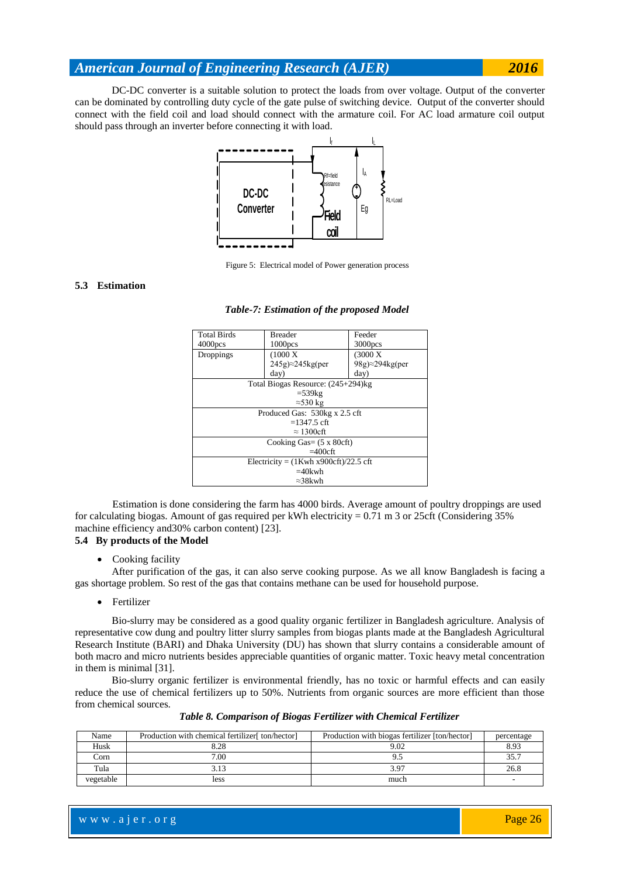DC-DC converter is a suitable solution to protect the loads from over voltage. Output of the converter can be dominated by controlling duty cycle of the gate pulse of switching device. Output of the converter should connect with the field coil and load should connect with the armature coil. For AC load armature coil output should pass through an inverter before connecting it with load.

Figure 5: Electrical model of Power generation process

### 5.3 Estimation

***Table-7: Estimation of the proposed Model***

| Total Birds 4000pcs | Breader 1000pcs | Feeder 3000pcs |
|---|---|---|
| Droppings | (1000 X 245g)≈245kg(per day) | (3000 X 98g)≈294kg(per day) |
| Total Biogas Resource: (245+294)kg =539kg ≈530 kg | | |
| Produced Gas: 530kg x 2.5 cft =1347.5 cft ≈ 1300cft | | |
| Cooking Gas= (5 x 80cft) =400cft | | |
| Electricity = (1Kwh x900cft)/22.5 cft =40kwh ≈38kwh | | |

Estimation is done considering the farm has 4000 birds. Average amount of poultry droppings are used for calculating biogas. Amount of gas required per kWh electricity = 0.71 m 3 or 25cft (Considering 35% machine efficiency and30% carbon content) [23].

### 5.4 By products of the Model

- Cooking facility

After purification of the gas, it can also serve cooking purpose. As we all know Bangladesh is facing a gas shortage problem. So rest of the gas that contains methane can be used for household purpose.

- Fertilizer

Bio-slurry may be considered as a good quality organic fertilizer in Bangladesh agriculture. Analysis of representative cow dung and poultry litter slurry samples from biogas plants made at the Bangladesh Agricultural Research Institute (BARI) and Dhaka University (DU) has shown that slurry contains a considerable amount of both macro and micro nutrients besides appreciable quantities of organic matter. Toxic heavy metal concentration in them is minimal [31].

Bio-slurry organic fertilizer is environmental friendly, has no toxic or harmful effects and can easily reduce the use of chemical fertilizers up to 50%. Nutrients from organic sources are more efficient than those from chemical sources.

***Table 8. Comparison of Biogas Fertilizer with Chemical Fertilizer***

| Name | Production with chemical fertilizer[ ton/hector] | Production with biogas fertilizer [ton/hector] | percentage |
|---|---|---|---|
| Husk | 8.28 | 9.02 | 8.93 |
| Corn | 7.00 | 9.5 | 35.7 |
| Tula | 3.13 | 3.97 | 26.8 |
| vegetable | less | much | - |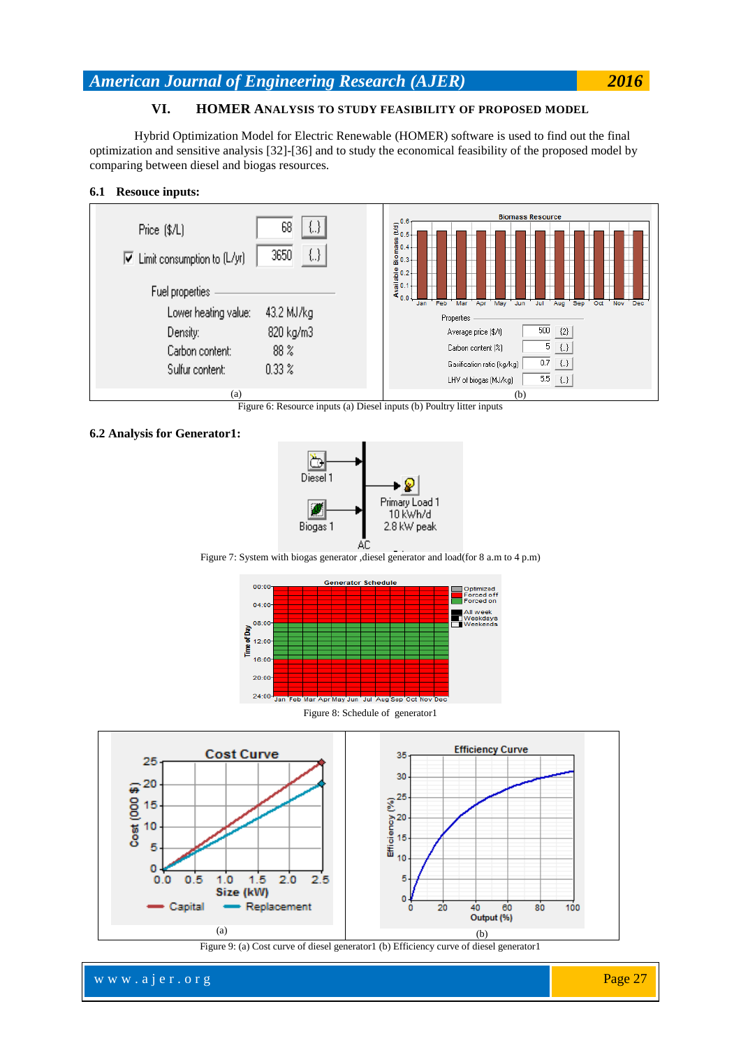## VI. HOMER ANALYSIS TO STUDY FEASIBILITY OF PROPOSED MODEL

Hybrid Optimization Model for Electric Renewable (HOMER) software is used to find out the final optimization and sensitive analysis [32]-[36] and to study the economical feasibility of the proposed model by comparing between diesel and biogas resources.

### 6.1 Resouce inputs:

Figure 6: Resource inputs (a) Diesel inputs (b) Poultry litter inputs

### 6.2 Analysis for Generator1:

Figure 7: System with biogas generator ,diesel generator and load(for 8 a.m to 4 p.m)

Figure 8: Schedule of generator1

Figure 9: (a) Cost curve of diesel generator1 (b) Efficiency curve of diesel generator1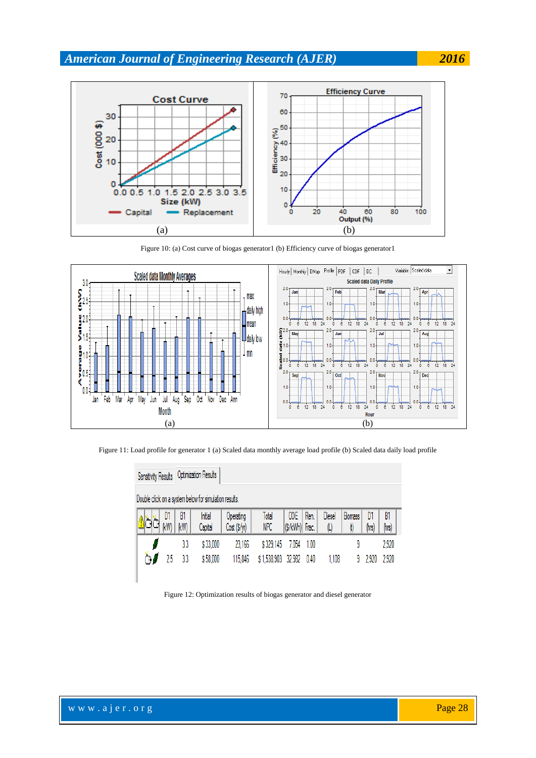Figure 10: (a) Cost curve of biogas generator1 (b) Efficiency curve of biogas generator1

Figure 11: Load profile for generator 1 (a) Scaled data monthly average load profile (b) Scaled data daily load profile

| D1 (kW) | B1 (kW) | Initial Capital | Operating Cost ($/yr) | Total NPC | COE ($/kWh) | Ren. Frac. | Diesel (L) | Biomass (t) | D1 (hrs) | B1 (hrs) |
|---|---|---|---|---|---|---|---|---|---|---|
| | 3.3 | $ 33,000 | 23,166 | $ 329,145 | 7.054 | 1.00 | | 9 | | 2,920 |
| 2.5 | 3.3 | $ 58,000 | 115,846 | $ 1,538,903 | 32.982 | 0.40 | 1,108 | 9 | 2,920 | 2,920 |

Figure 12: Optimization results of biogas generator and diesel generator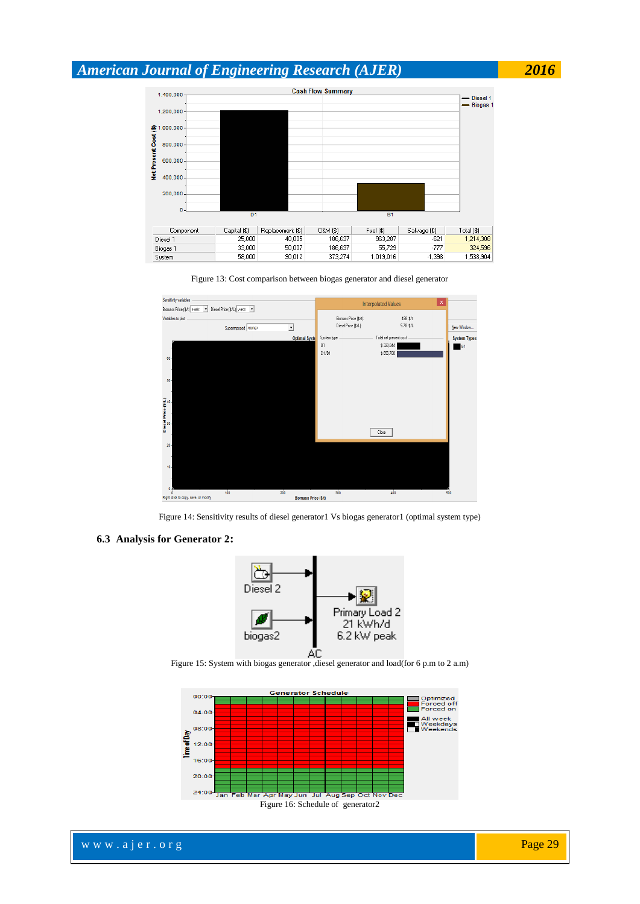| Component | Capital ($) | Replacement ($) | O&M ($) | Fuel ($) | Salvage ($) | Total ($) |
|---|---|---|---|---|---|---|
| Diesel 1 | 25,000 | 40,005 | 186,637 | 963,287 | -621 | 1,214,308 |
| Biogas 1 | 33,000 | 50,007 | 186,637 | 55,729 | -777 | 324,596 |
| System | 58,000 | 90,012 | 373,274 | 1,019,016 | -1,398 | 1,538,904 |

Figure 13: Cost comparison between biogas generator and diesel generator

Figure 14: Sensitivity results of diesel generator1 Vs biogas generator1 (optimal system type)

### 6.3 Analysis for Generator 2:

Figure 15: System with biogas generator ,diesel generator and load(for 6 p.m to 2 a.m)

Figure 16: Schedule of generator2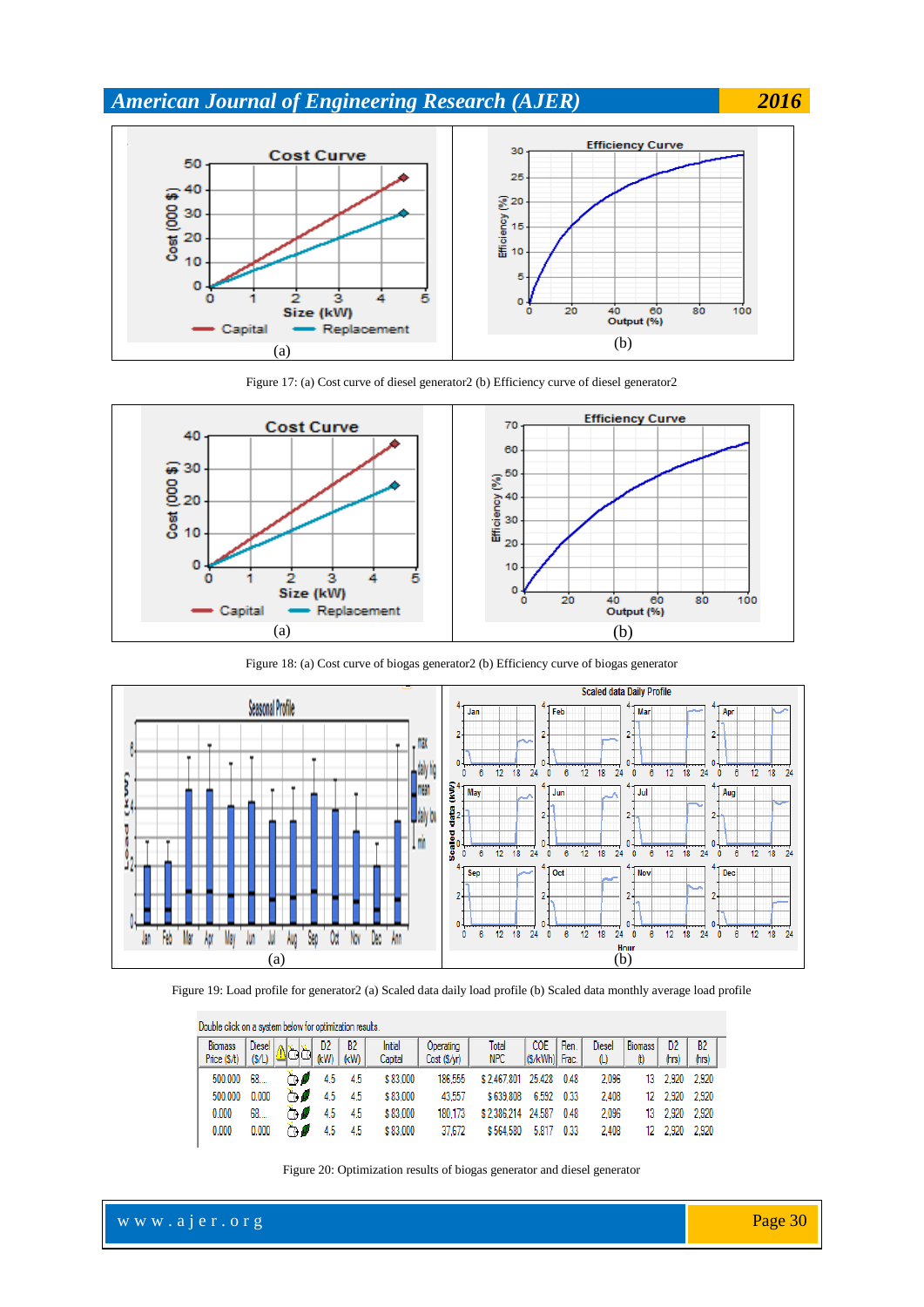Figure 17: (a) Cost curve of diesel generator2 (b) Efficiency curve of diesel generator2

Figure 18: (a) Cost curve of biogas generator2 (b) Efficiency curve of biogas generator

Figure 19: Load profile for generator2 (a) Scaled data daily load profile (b) Scaled data monthly average load profile

Double click on a system below for optimization results.

| Biomass Price ($/t) | Diesel ($/L) | | D2 (kW) | B2 (kW) | Initial Capital | Operating Cost ($/yr) | Total NPC | COE ($/kWh) | Ren. Frac. | Diesel (L) | Biomass (t) | D2 (hrs) | B2 (hrs) |
|---|---|---|---|---|---|---|---|---|---|---|---|---|---|
| 500.000 | 68.... | | 4.5 | 4.5 | $ 83,000 | 186,555 | $ 2,467,801 | 25.428 | 0.48 | 2,096 | 13 | 2,920 | 2,920 |
| 500.000 | 0.000 | | 4.5 | 4.5 | $ 83,000 | 43,557 | $ 639,808 | 6.592 | 0.33 | 2,408 | 12 | 2,920 | 2,920 |
| 0.000 | 68.... | | 4.5 | 4.5 | $ 83,000 | 180,173 | $ 2,386,214 | 24.587 | 0.48 | 2,096 | 13 | 2,920 | 2,920 |
| 0.000 | 0.000 | | 4.5 | 4.5 | $ 83,000 | 37,672 | $ 564,580 | 5.817 | 0.33 | 2,408 | 12 | 2,920 | 2,920 |

Figure 20: Optimization results of biogas generator and diesel generator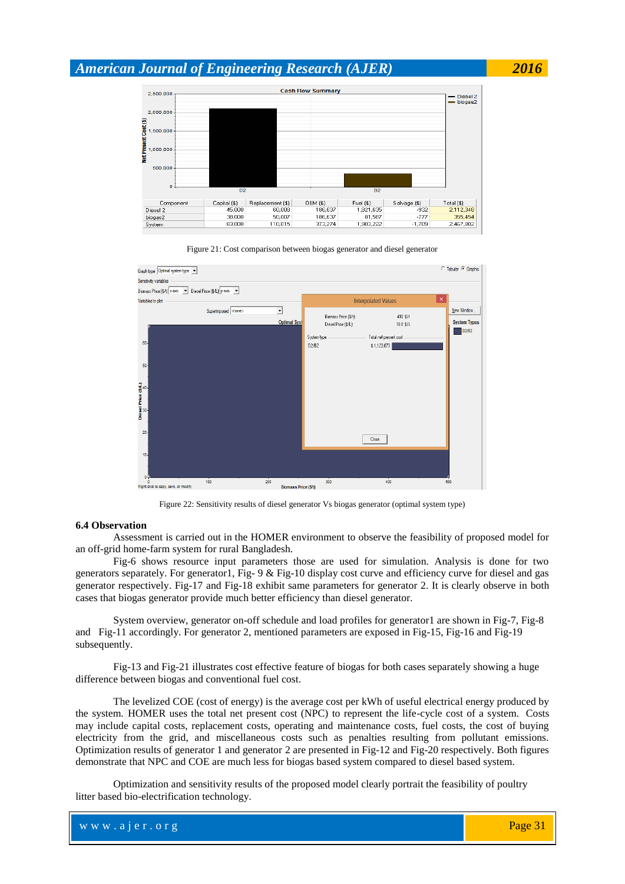Figure 21: Cost comparison between biogas generator and diesel generator

Figure 22: Sensitivity results of diesel generator Vs biogas generator (optimal system type)

**6.4 Observation**

Assessment is carried out in the HOMER environment to observe the feasibility of proposed model for an off-grid home-farm system for rural Bangladesh.

Fig-6 shows resource input parameters those are used for simulation. Analysis is done for two generators separately. For generator1, Fig- 9 & Fig-10 display cost curve and efficiency curve for diesel and gas generator respectively. Fig-17 and Fig-18 exhibit same parameters for generator 2. It is clearly observe in both cases that biogas generator provide much better efficiency than diesel generator.

System overview, generator on-off schedule and load profiles for generator1 are shown in Fig-7, Fig-8 and Fig-11 accordingly. For generator 2, mentioned parameters are exposed in Fig-15, Fig-16 and Fig-19 subsequently.

Fig-13 and Fig-21 illustrates cost effective feature of biogas for both cases separately showing a huge difference between biogas and conventional fuel cost.

The levelized COE (cost of energy) is the average cost per kWh of useful electrical energy produced by the system. HOMER uses the total net present cost (NPC) to represent the life-cycle cost of a system. Costs may include capital costs, replacement costs, operating and maintenance costs, fuel costs, the cost of buying electricity from the grid, and miscellaneous costs such as penalties resulting from pollutant emissions. Optimization results of generator 1 and generator 2 are presented in Fig-12 and Fig-20 respectively. Both figures demonstrate that NPC and COE are much less for biogas based system compared to diesel based system.

Optimization and sensitivity results of the proposed model clearly portrait the feasibility of poultry litter based bio-electrification technology.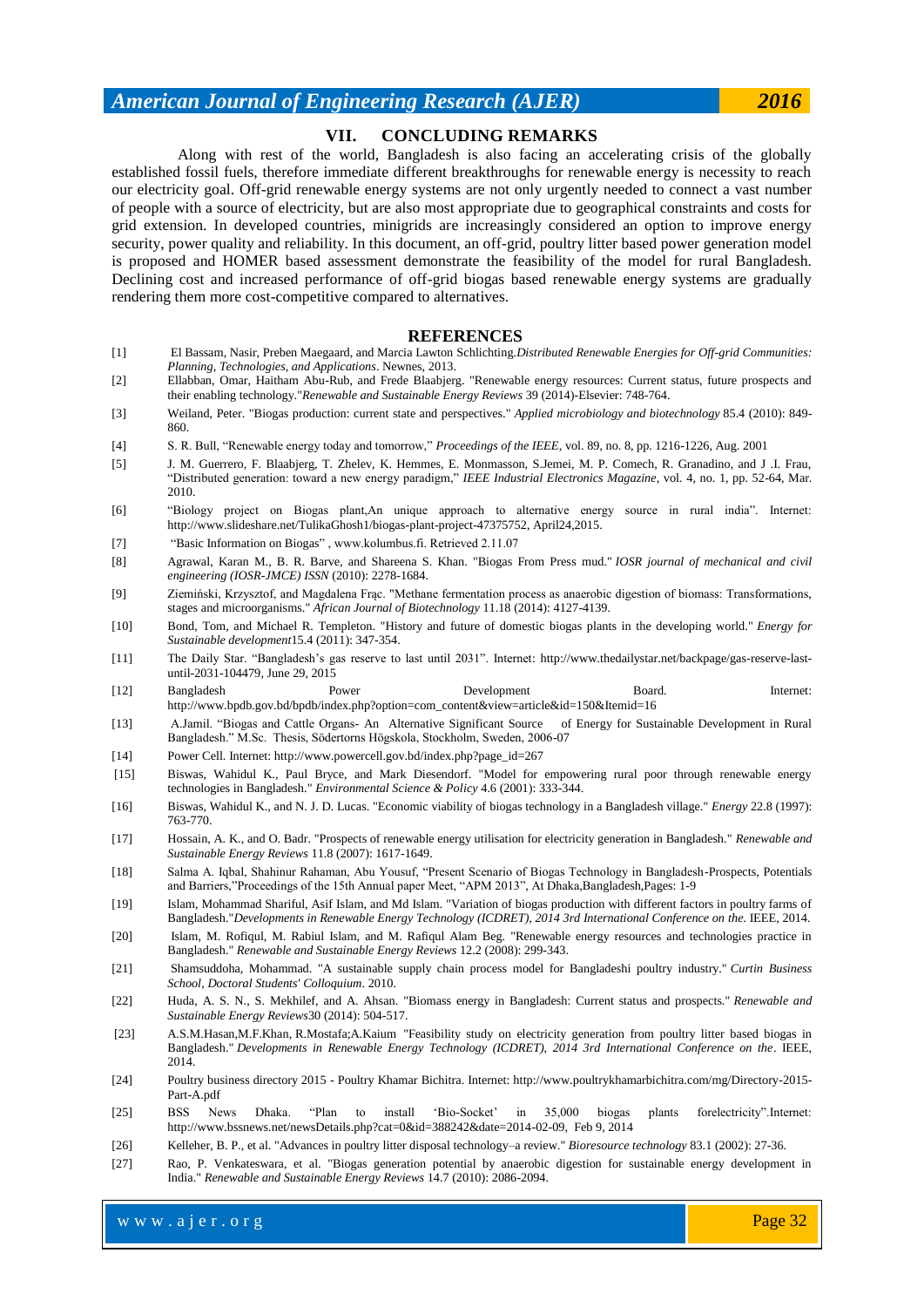## VII. CONCLUDING REMARKS

Along with rest of the world, Bangladesh is also facing an accelerating crisis of the globally established fossil fuels, therefore immediate different breakthroughs for renewable energy is necessity to reach our electricity goal. Off-grid renewable energy systems are not only urgently needed to connect a vast number of people with a source of electricity, but are also most appropriate due to geographical constraints and costs for grid extension. In developed countries, minigrids are increasingly considered an option to improve energy security, power quality and reliability. In this document, an off-grid, poultry litter based power generation model is proposed and HOMER based assessment demonstrate the feasibility of the model for rural Bangladesh. Declining cost and increased performance of off-grid biogas based renewable energy systems are gradually rendering them more cost-competitive compared to alternatives.

## REFERENCES

[1] El Bassam, Nasir, Preben Maegaard, and Marcia Lawton Schlichting.*Distributed Renewable Energies for Off-grid Communities: Planning, Technologies, and Applications*. Newnes, 2013.

[2] Ellabban, Omar, Haitham Abu-Rub, and Frede Blaabjerg. "Renewable energy resources: Current status, future prospects and their enabling technology."*Renewable and Sustainable Energy Reviews* 39 (2014)-Elsevier: 748-764.

[3] Weiland, Peter. "Biogas production: current state and perspectives." *Applied microbiology and biotechnology* 85.4 (2010): 849-860.

[4] S. R. Bull, "Renewable energy today and tomorrow," *Proceedings of the IEEE*, vol. 89, no. 8, pp. 1216-1226, Aug. 2001

[5] J. M. Guerrero, F. Blaabjerg, T. Zhelev, K. Hemmes, E. Monmasson, S.Jemei, M. P. Comech, R. Granadino, and J .I. Frau, "Distributed generation: toward a new energy paradigm," *IEEE Industrial Electronics Magazine*, vol. 4, no. 1, pp. 52-64, Mar. 2010.

[6] "Biology project on Biogas plant,An unique approach to alternative energy source in rural india". Internet: http://www.slideshare.net/TulikaGhosh1/biogas-plant-project-47375752, April24,2015.

[7] "Basic Information on Biogas" , www.kolumbus.fi. Retrieved 2.11.07

[8] Agrawal, Karan M., B. R. Barve, and Shareena S. Khan. "Biogas From Press mud." *IOSR journal of mechanical and civil engineering (IOSR-JMCE) ISSN* (2010): 2278-1684.

[9] Ziemiński, Krzysztof, and Magdalena Frąc. "Methane fermentation process as anaerobic digestion of biomass: Transformations, stages and microorganisms." *African Journal of Biotechnology* 11.18 (2014): 4127-4139.

[10] Bond, Tom, and Michael R. Templeton. "History and future of domestic biogas plants in the developing world." *Energy for Sustainable development*15.4 (2011): 347-354.

[11] The Daily Star. "Bangladesh's gas reserve to last until 2031". Internet: http://www.thedailystar.net/backpage/gas-reserve-last-until-2031-104479, June 29, 2015

[12] Bangladesh Power Development Board. Internet: http://www.bpdb.gov.bd/bpdb/index.php?option=com_content&view=article&id=150&Itemid=16

[13] A.Jamil. "Biogas and Cattle Organs- An Alternative Significant Source of Energy for Sustainable Development in Rural Bangladesh." M.Sc. Thesis, Södertorns Högskola, Stockholm, Sweden, 2006-07

[14] Power Cell. Internet: http://www.powercell.gov.bd/index.php?page_id=267

[15] Biswas, Wahidul K., Paul Bryce, and Mark Diesendorf. "Model for empowering rural poor through renewable energy technologies in Bangladesh." *Environmental Science & Policy* 4.6 (2001): 333-344.

[16] Biswas, Wahidul K., and N. J. D. Lucas. "Economic viability of biogas technology in a Bangladesh village." *Energy* 22.8 (1997): 763-770.

[17] Hossain, A. K., and O. Badr. "Prospects of renewable energy utilisation for electricity generation in Bangladesh." *Renewable and Sustainable Energy Reviews* 11.8 (2007): 1617-1649.

[18] Salma A. Iqbal, Shahinur Rahaman, Abu Yousuf, "Present Scenario of Biogas Technology in Bangladesh-Prospects, Potentials and Barriers,"Proceedings of the 15th Annual paper Meet, "APM 2013", At Dhaka,Bangladesh,Pages: 1-9

[19] Islam, Mohammad Shariful, Asif Islam, and Md Islam. "Variation of biogas production with different factors in poultry farms of Bangladesh."*Developments in Renewable Energy Technology (ICDRET), 2014 3rd International Conference on the*. IEEE, 2014.

[20] Islam, M. Rofiqul, M. Rabiul Islam, and M. Rafiqul Alam Beg. "Renewable energy resources and technologies practice in Bangladesh." *Renewable and Sustainable Energy Reviews* 12.2 (2008): 299-343.

[21] Shamsuddoha, Mohammad. "A sustainable supply chain process model for Bangladeshi poultry industry." *Curtin Business School, Doctoral Students' Colloquium*. 2010.

[22] Huda, A. S. N., S. Mekhilef, and A. Ahsan. "Biomass energy in Bangladesh: Current status and prospects." *Renewable and Sustainable Energy Reviews*30 (2014): 504-517.

[23] A.S.M.Hasan,M.F.Khan, R.Mostafa;A.Kaium "Feasibility study on electricity generation from poultry litter based biogas in Bangladesh." *Developments in Renewable Energy Technology (ICDRET), 2014 3rd International Conference on the*. IEEE, 2014.

[24] Poultry business directory 2015 - Poultry Khamar Bichitra. Internet: http://www.poultrykhamarbichitra.com/mg/Directory-2015-Part-A.pdf

[25] BSS News Dhaka. "Plan to install 'Bio-Socket' in 35,000 biogas plants forelectricity".Internet: http://www.bssnews.net/newsDetails.php?cat=0&id=388242&date=2014-02-09, Feb 9, 2014

[26] Kelleher, B. P., et al. "Advances in poultry litter disposal technology–a review." *Bioresource technology* 83.1 (2002): 27-36.

[27] Rao, P. Venkateswara, et al. "Biogas generation potential by anaerobic digestion for sustainable energy development in India." *Renewable and Sustainable Energy Reviews* 14.7 (2010): 2086-2094.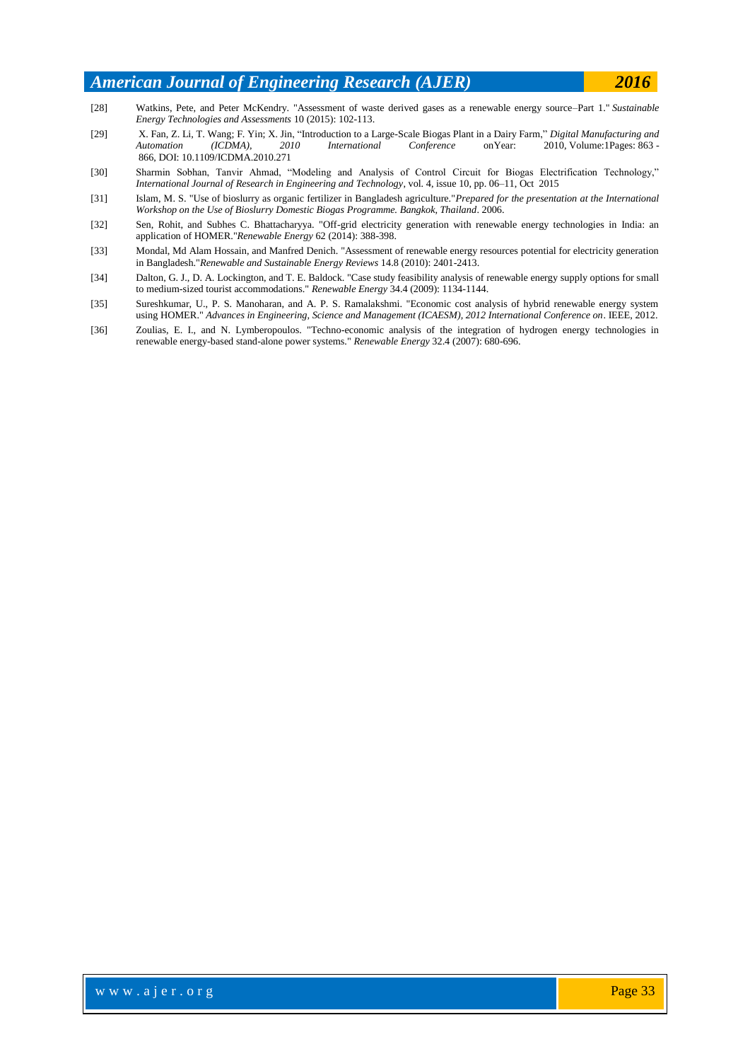[28] Watkins, Pete, and Peter McKendry. "Assessment of waste derived gases as a renewable energy source–Part 1." *Sustainable Energy Technologies and Assessments* 10 (2015): 102-113.

[29] X. Fan, Z. Li, T. Wang; F. Yin; X. Jin, "Introduction to a Large-Scale Biogas Plant in a Dairy Farm," *Digital Manufacturing and Automation (ICDMA), 2010 International Conference* onYear: 2010, Volume:1Pages: 863 - 866, DOI: 10.1109/ICDMA.2010.271

[30] Sharmin Sobhan, Tanvir Ahmad, "Modeling and Analysis of Control Circuit for Biogas Electrification Technology," *International Journal of Research in Engineering and Technology*, vol. 4, issue 10, pp. 06–11, Oct 2015

[31] Islam, M. S. "Use of bioslurry as organic fertilizer in Bangladesh agriculture."*Prepared for the presentation at the International Workshop on the Use of Bioslurry Domestic Biogas Programme. Bangkok, Thailand*. 2006.

[32] Sen, Rohit, and Subhes C. Bhattacharyya. "Off-grid electricity generation with renewable energy technologies in India: an application of HOMER."*Renewable Energy* 62 (2014): 388-398.

[33] Mondal, Md Alam Hossain, and Manfred Denich. "Assessment of renewable energy resources potential for electricity generation in Bangladesh."*Renewable and Sustainable Energy Reviews* 14.8 (2010): 2401-2413.

[34] Dalton, G. J., D. A. Lockington, and T. E. Baldock. "Case study feasibility analysis of renewable energy supply options for small to medium-sized tourist accommodations." *Renewable Energy* 34.4 (2009): 1134-1144.

[35] Sureshkumar, U., P. S. Manoharan, and A. P. S. Ramalakshmi. "Economic cost analysis of hybrid renewable energy system using HOMER." *Advances in Engineering, Science and Management (ICAESM), 2012 International Conference on*. IEEE, 2012.

[36] Zoulias, E. I., and N. Lymberopoulos. "Techno-economic analysis of the integration of hydrogen energy technologies in renewable energy-based stand-alone power systems." *Renewable Energy* 32.4 (2007): 680-696.